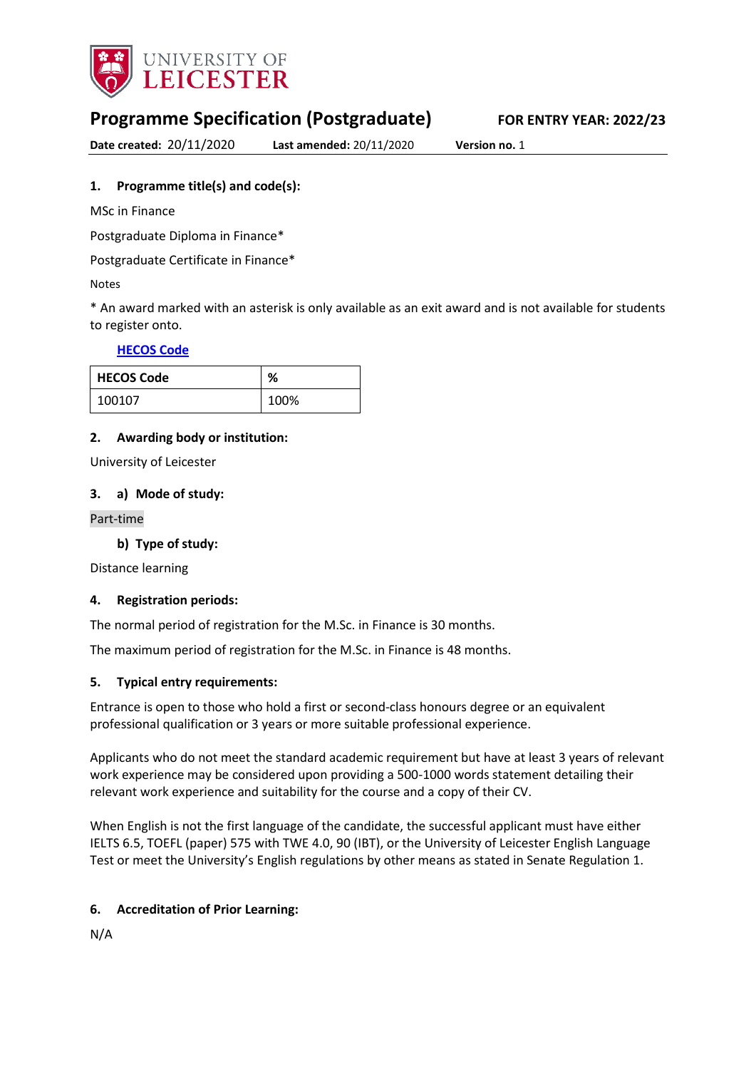UNIVERSITY OF LEICESTER

# Programme Specification (Postgraduate)

**FOR ENTRY YEAR: 2022/23**

**Date created:** 20/11/2020 **Last amended:** 20/11/2020 **Version no.** 1

### 1. Programme title(s) and code(s):

MSc in Finance

Postgraduate Diploma in Finance*

Postgraduate Certificate in Finance*

Notes

* An award marked with an asterisk is only available as an exit award and is not available for students to register onto.

**HECOS Code**

| HECOS Code | % |
|---|---|
| 100107 | 100% |

### 2. Awarding body or institution:

University of Leicester

### 3. a) Mode of study:

Part-time

#### b) Type of study:

Distance learning

### 4. Registration periods:

The normal period of registration for the M.Sc. in Finance is 30 months.

The maximum period of registration for the M.Sc. in Finance is 48 months.

### 5. Typical entry requirements:

Entrance is open to those who hold a first or second-class honours degree or an equivalent professional qualification or 3 years or more suitable professional experience.

Applicants who do not meet the standard academic requirement but have at least 3 years of relevant work experience may be considered upon providing a 500-1000 words statement detailing their relevant work experience and suitability for the course and a copy of their CV.

When English is not the first language of the candidate, the successful applicant must have either IELTS 6.5, TOEFL (paper) 575 with TWE 4.0, 90 (IBT), or the University of Leicester English Language Test or meet the University's English regulations by other means as stated in Senate Regulation 1.

### 6. Accreditation of Prior Learning:

N/A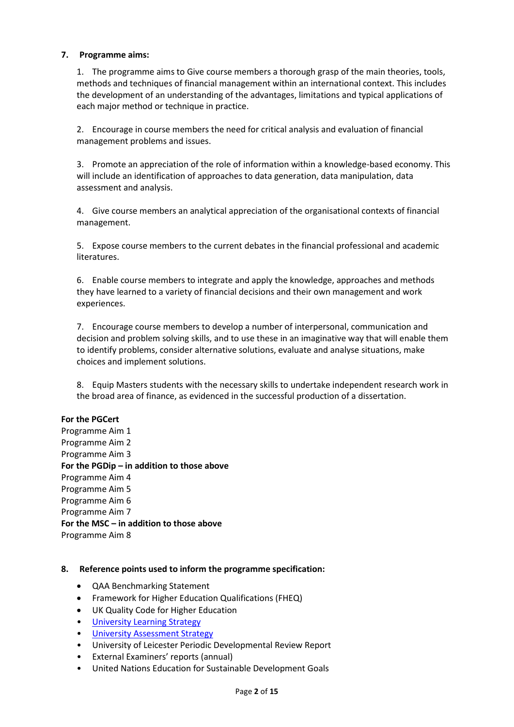## 7. Programme aims:

1. The programme aims to Give course members a thorough grasp of the main theories, tools, methods and techniques of financial management within an international context. This includes the development of an understanding of the advantages, limitations and typical applications of each major method or technique in practice.

2. Encourage in course members the need for critical analysis and evaluation of financial management problems and issues.

3. Promote an appreciation of the role of information within a knowledge-based economy. This will include an identification of approaches to data generation, data manipulation, data assessment and analysis.

4. Give course members an analytical appreciation of the organisational contexts of financial management.

5. Expose course members to the current debates in the financial professional and academic literatures.

6. Enable course members to integrate and apply the knowledge, approaches and methods they have learned to a variety of financial decisions and their own management and work experiences.

7. Encourage course members to develop a number of interpersonal, communication and decision and problem solving skills, and to use these in an imaginative way that will enable them to identify problems, consider alternative solutions, evaluate and analyse situations, make choices and implement solutions.

8. Equip Masters students with the necessary skills to undertake independent research work in the broad area of finance, as evidenced in the successful production of a dissertation.

**For the PGCert**
Programme Aim 1
Programme Aim 2
Programme Aim 3
**For the PGDip – in addition to those above**
Programme Aim 4
Programme Aim 5
Programme Aim 6
Programme Aim 7
**For the MSC – in addition to those above**
Programme Aim 8

## 8. Reference points used to inform the programme specification:

- QAA Benchmarking Statement
- Framework for Higher Education Qualifications (FHEQ)
- UK Quality Code for Higher Education
- University Learning Strategy
- University Assessment Strategy
- University of Leicester Periodic Developmental Review Report
- External Examiners' reports (annual)
- United Nations Education for Sustainable Development Goals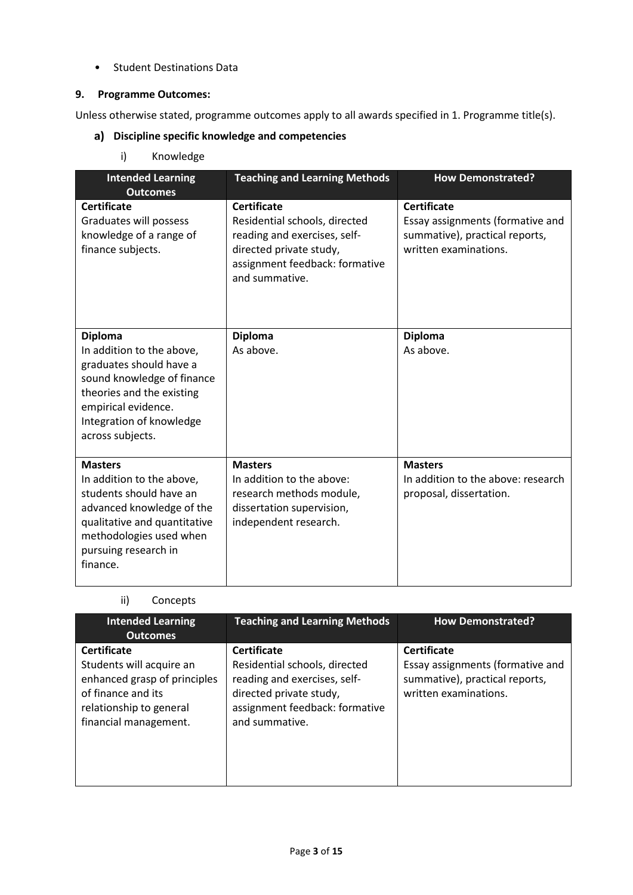- Student Destinations Data

## 9. Programme Outcomes:

Unless otherwise stated, programme outcomes apply to all awards specified in 1. Programme title(s).

### a) Discipline specific knowledge and competencies

i) Knowledge

| Intended Learning Outcomes | Teaching and Learning Methods | How Demonstrated? |
|---|---|---|
| **Certificate**<br>Graduates will possess knowledge of a range of finance subjects. | **Certificate**<br>Residential schools, directed reading and exercises, self-directed private study, assignment feedback: formative and summative. | **Certificate**<br>Essay assignments (formative and summative), practical reports, written examinations. |
| **Diploma**<br>In addition to the above, graduates should have a sound knowledge of finance theories and the existing empirical evidence. Integration of knowledge across subjects. | **Diploma**<br>As above. | **Diploma**<br>As above. |
| **Masters**<br>In addition to the above, students should have an advanced knowledge of the qualitative and quantitative methodologies used when pursuing research in finance. | **Masters**<br>In addition to the above: research methods module, dissertation supervision, independent research. | **Masters**<br>In addition to the above: research proposal, dissertation. |

ii) Concepts

| Intended Learning Outcomes | Teaching and Learning Methods | How Demonstrated? |
|---|---|---|
| **Certificate**<br>Students will acquire an enhanced grasp of principles of finance and its relationship to general financial management. | **Certificate**<br>Residential schools, directed reading and exercises, self-directed private study, assignment feedback: formative and summative. | **Certificate**<br>Essay assignments (formative and summative), practical reports, written examinations. |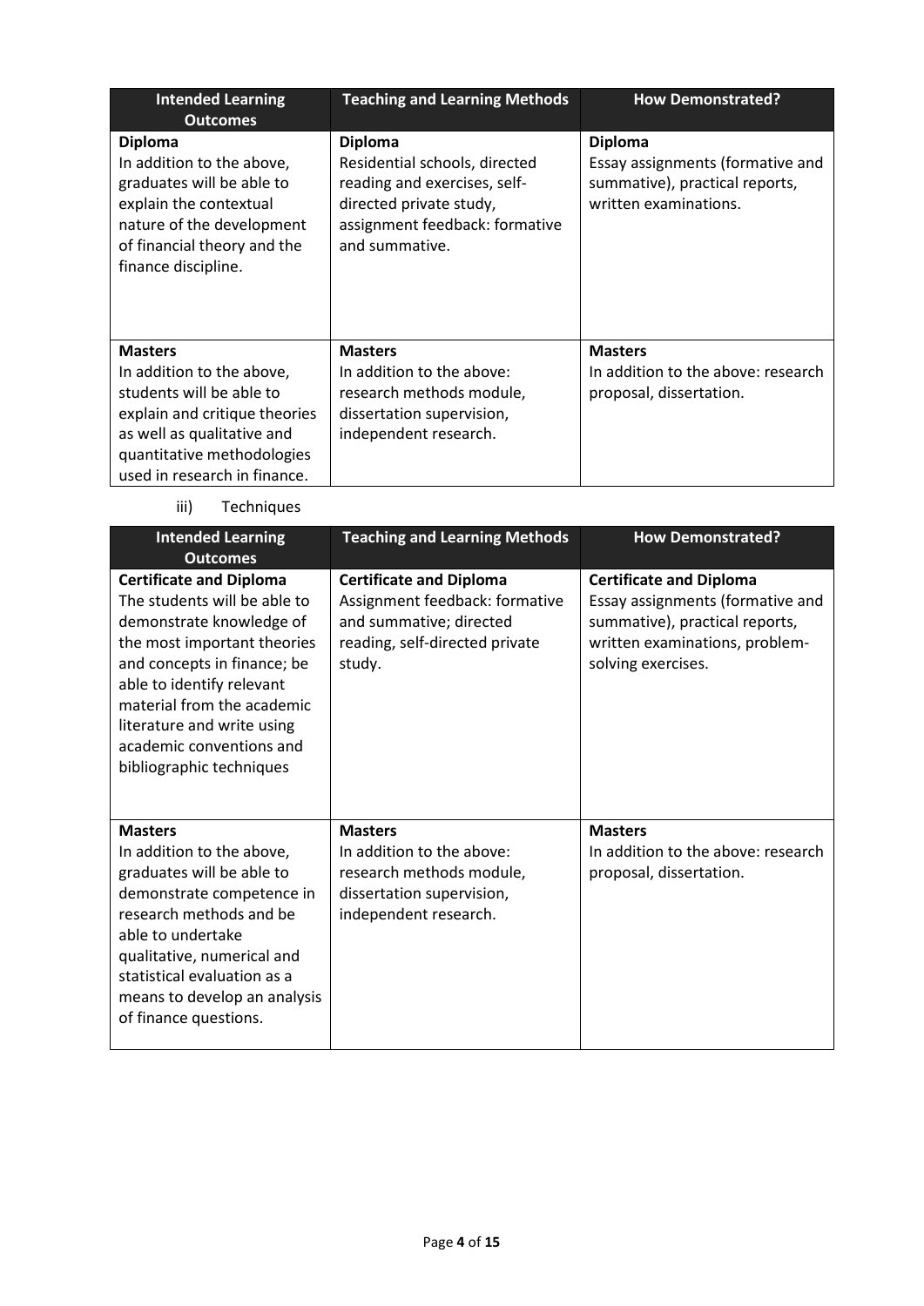| Intended Learning Outcomes | Teaching and Learning Methods | How Demonstrated? |
|---|---|---|
| **Diploma**<br>In addition to the above, graduates will be able to explain the contextual nature of the development of financial theory and the finance discipline. | **Diploma**<br>Residential schools, directed reading and exercises, self-directed private study, assignment feedback: formative and summative. | **Diploma**<br>Essay assignments (formative and summative), practical reports, written examinations. |
| **Masters**<br>In addition to the above, students will be able to explain and critique theories as well as qualitative and quantitative methodologies used in research in finance. | **Masters**<br>In addition to the above: research methods module, dissertation supervision, independent research. | **Masters**<br>In addition to the above: research proposal, dissertation. |

iii) Techniques

| Intended Learning Outcomes | Teaching and Learning Methods | How Demonstrated? |
|---|---|---|
| **Certificate and Diploma**<br>The students will be able to demonstrate knowledge of the most important theories and concepts in finance; be able to identify relevant material from the academic literature and write using academic conventions and bibliographic techniques | **Certificate and Diploma**<br>Assignment feedback: formative and summative; directed reading, self-directed private study. | **Certificate and Diploma**<br>Essay assignments (formative and summative), practical reports, written examinations, problem-solving exercises. |
| **Masters**<br>In addition to the above, graduates will be able to demonstrate competence in research methods and be able to undertake qualitative, numerical and statistical evaluation as a means to develop an analysis of finance questions. | **Masters**<br>In addition to the above: research methods module, dissertation supervision, independent research. | **Masters**<br>In addition to the above: research proposal, dissertation. |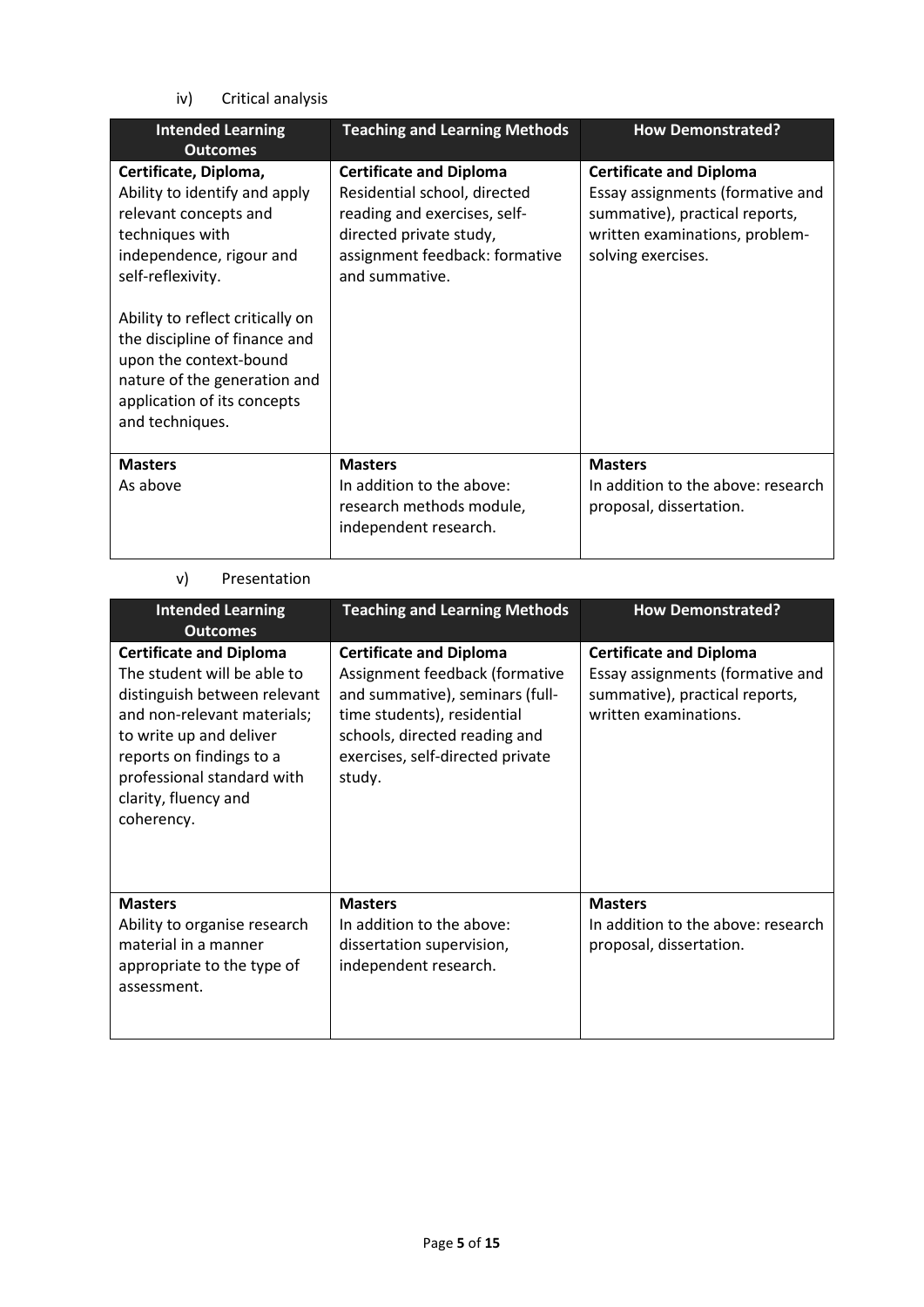iv) Critical analysis

| Intended Learning Outcomes | Teaching and Learning Methods | How Demonstrated? |
|---|---|---|
| **Certificate, Diploma,**<br>Ability to identify and apply relevant concepts and techniques with independence, rigour and self-reflexivity.<br><br>Ability to reflect critically on the discipline of finance and upon the context-bound nature of the generation and application of its concepts and techniques. | **Certificate and Diploma**<br>Residential school, directed reading and exercises, self-directed private study, assignment feedback: formative and summative. | **Certificate and Diploma**<br>Essay assignments (formative and summative), practical reports, written examinations, problem-solving exercises. |
| **Masters**<br>As above | **Masters**<br>In addition to the above: research methods module, independent research. | **Masters**<br>In addition to the above: research proposal, dissertation. |

v) Presentation

| Intended Learning Outcomes | Teaching and Learning Methods | How Demonstrated? |
|---|---|---|
| **Certificate and Diploma**<br>The student will be able to distinguish between relevant and non-relevant materials; to write up and deliver reports on findings to a professional standard with clarity, fluency and coherency. | **Certificate and Diploma**<br>Assignment feedback (formative and summative), seminars (full-time students), residential schools, directed reading and exercises, self-directed private study. | **Certificate and Diploma**<br>Essay assignments (formative and summative), practical reports, written examinations. |
| **Masters**<br>Ability to organise research material in a manner appropriate to the type of assessment. | **Masters**<br>In addition to the above: dissertation supervision, independent research. | **Masters**<br>In addition to the above: research proposal, dissertation. |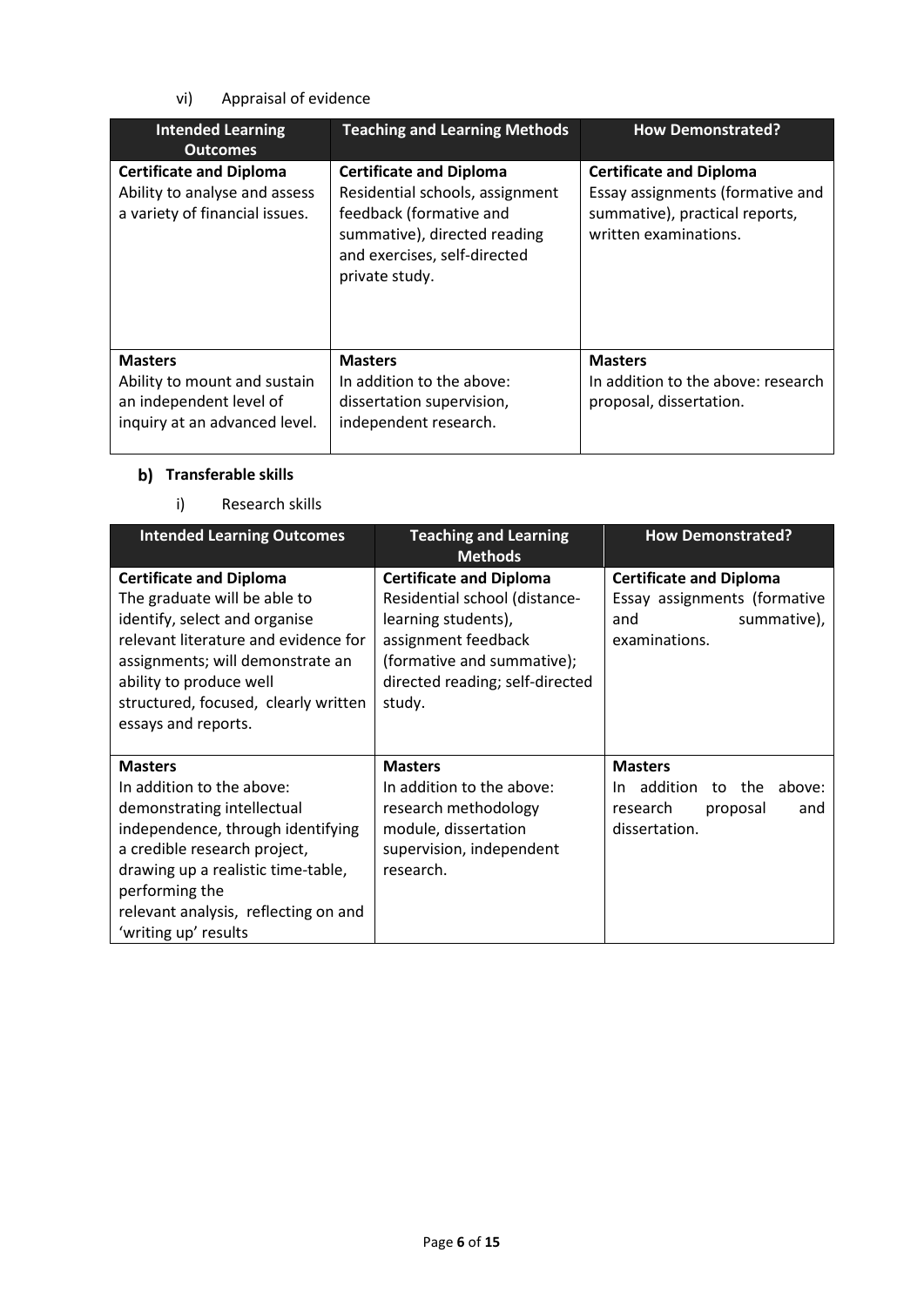vi) Appraisal of evidence

| Intended Learning Outcomes | Teaching and Learning Methods | How Demonstrated? |
| --- | --- | --- |
| **Certificate and Diploma** Ability to analyse and assess a variety of financial issues. | **Certificate and Diploma** Residential schools, assignment feedback (formative and summative), directed reading and exercises, self-directed private study. | **Certificate and Diploma** Essay assignments (formative and summative), practical reports, written examinations. |
| **Masters** Ability to mount and sustain an independent level of inquiry at an advanced level. | **Masters** In addition to the above: dissertation supervision, independent research. | **Masters** In addition to the above: research proposal, dissertation. |

## b) Transferable skills

i) Research skills

| Intended Learning Outcomes | Teaching and Learning Methods | How Demonstrated? |
| --- | --- | --- |
| **Certificate and Diploma** The graduate will be able to identify, select and organise relevant literature and evidence for assignments; will demonstrate an ability to produce well structured, focused, clearly written essays and reports. | **Certificate and Diploma** Residential school (distance-learning students), assignment feedback (formative and summative); directed reading; self-directed study. | **Certificate and Diploma** Essay assignments (formative and summative), examinations. |
| **Masters** In addition to the above: demonstrating intellectual independence, through identifying a credible research project, drawing up a realistic time-table, performing the relevant analysis, reflecting on and 'writing up' results | **Masters** In addition to the above: research methodology module, dissertation supervision, independent research. | **Masters** In addition to the above: research proposal and dissertation. |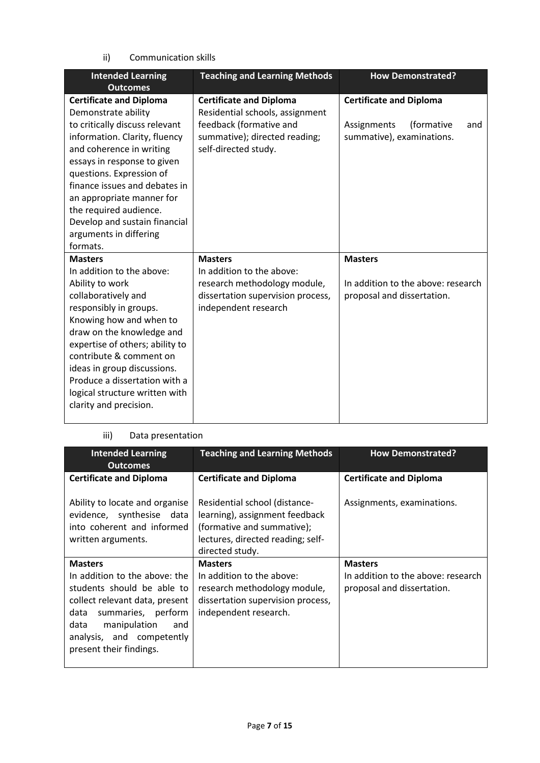ii) Communication skills

| Intended Learning Outcomes | Teaching and Learning Methods | How Demonstrated? |
|---|---|---|
| **Certificate and Diploma**<br>Demonstrate ability to critically discuss relevant information. Clarity, fluency and coherence in writing essays in response to given questions. Expression of finance issues and debates in an appropriate manner for the required audience. Develop and sustain financial arguments in differing formats. | **Certificate and Diploma**<br>Residential schools, assignment feedback (formative and summative); directed reading; self-directed study. | **Certificate and Diploma**<br>Assignments (formative and summative), examinations. |
| **Masters**<br>In addition to the above: Ability to work collaboratively and responsibly in groups. Knowing how and when to draw on the knowledge and expertise of others; ability to contribute & comment on ideas in group discussions. Produce a dissertation with a logical structure written with clarity and precision. | **Masters**<br>In addition to the above: research methodology module, dissertation supervision process, independent research | **Masters**<br>In addition to the above: research proposal and dissertation. |

iii) Data presentation

| Intended Learning Outcomes | Teaching and Learning Methods | How Demonstrated? |
|---|---|---|
| **Certificate and Diploma**<br>Ability to locate and organise evidence, synthesise data into coherent and informed written arguments. | **Certificate and Diploma**<br>Residential school (distance-learning), assignment feedback (formative and summative); lectures, directed reading; self-directed study. | **Certificate and Diploma**<br>Assignments, examinations. |
| **Masters**<br>In addition to the above: the students should be able to collect relevant data, present data summaries, perform data manipulation and analysis, and competently present their findings. | **Masters**<br>In addition to the above: research methodology module, dissertation supervision process, independent research. | **Masters**<br>In addition to the above: research proposal and dissertation. |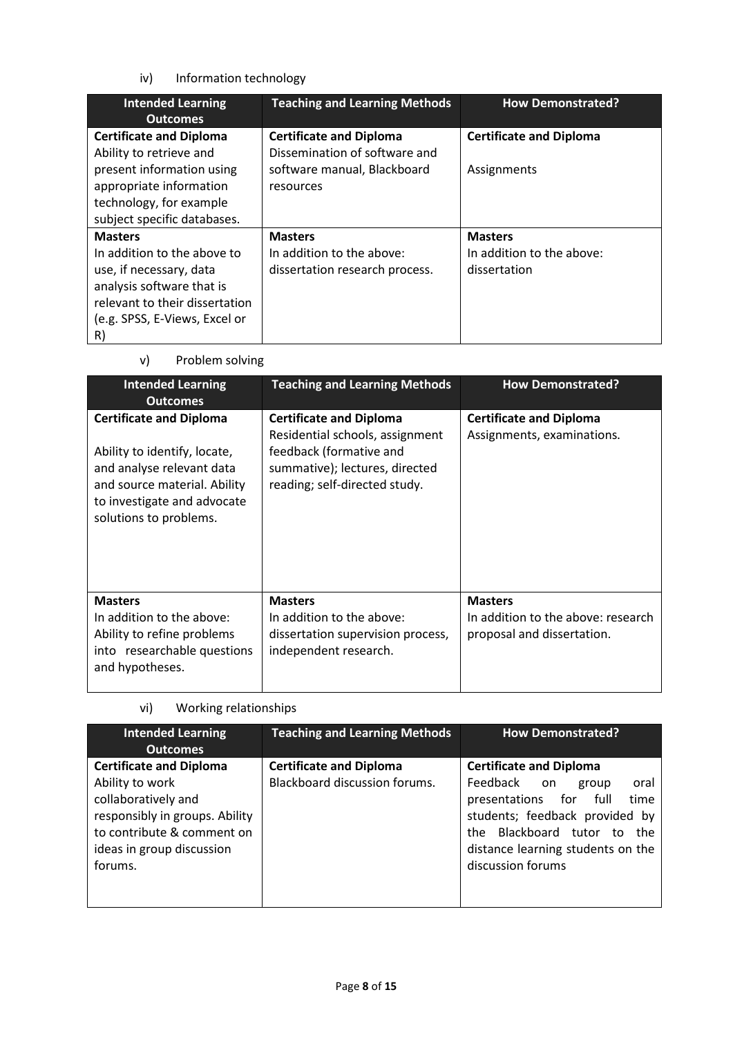iv) Information technology

| Intended Learning Outcomes | Teaching and Learning Methods | How Demonstrated? |
|---|---|---|
| **Certificate and Diploma** Ability to retrieve and present information using appropriate information technology, for example subject specific databases. | **Certificate and Diploma** Dissemination of software and software manual, Blackboard resources | **Certificate and Diploma** Assignments |
| **Masters** In addition to the above to use, if necessary, data analysis software that is relevant to their dissertation (e.g. SPSS, E-Views, Excel or R) | **Masters** In addition to the above: dissertation research process. | **Masters** In addition to the above: dissertation |

v) Problem solving

| Intended Learning Outcomes | Teaching and Learning Methods | How Demonstrated? |
|---|---|---|
| **Certificate and Diploma** Ability to identify, locate, and analyse relevant data and source material. Ability to investigate and advocate solutions to problems. | **Certificate and Diploma** Residential schools, assignment feedback (formative and summative); lectures, directed reading; self-directed study. | **Certificate and Diploma** Assignments, examinations. |
| **Masters** In addition to the above: Ability to refine problems into researchable questions and hypotheses. | **Masters** In addition to the above: dissertation supervision process, independent research. | **Masters** In addition to the above: research proposal and dissertation. |

vi) Working relationships

| Intended Learning Outcomes | Teaching and Learning Methods | How Demonstrated? |
|---|---|---|
| **Certificate and Diploma** Ability to work collaboratively and responsibly in groups. Ability to contribute & comment on ideas in group discussion forums. | **Certificate and Diploma** Blackboard discussion forums. | **Certificate and Diploma** Feedback on group oral presentations for full time students; feedback provided by the Blackboard tutor to the distance learning students on the discussion forums |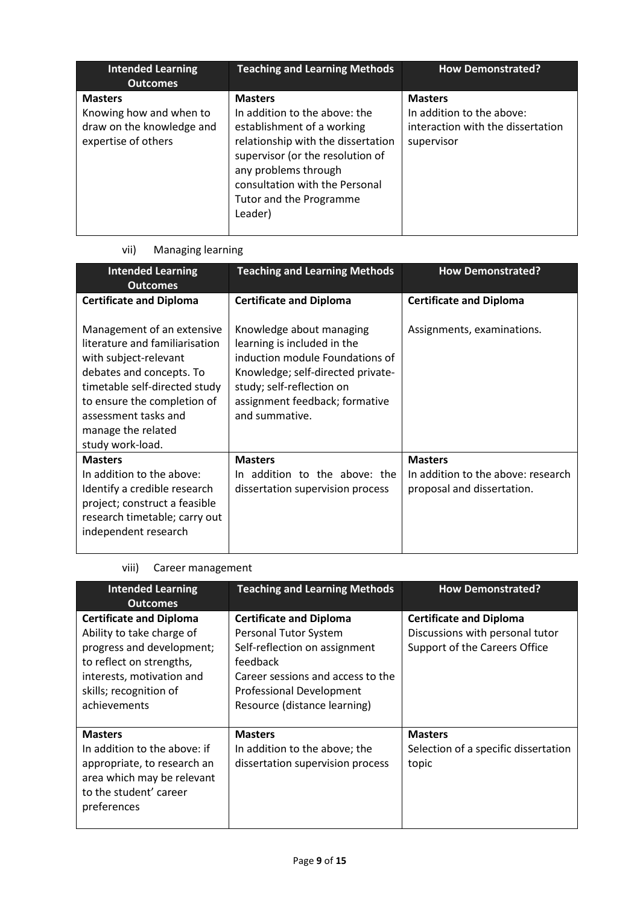| Intended Learning Outcomes | Teaching and Learning Methods | How Demonstrated? |
|---|---|---|
| **Masters**<br>Knowing how and when to draw on the knowledge and expertise of others | **Masters**<br>In addition to the above: the establishment of a working relationship with the dissertation supervisor (or the resolution of any problems through consultation with the Personal Tutor and the Programme Leader) | **Masters**<br>In addition to the above: interaction with the dissertation supervisor |

vii) Managing learning

| Intended Learning Outcomes | Teaching and Learning Methods | How Demonstrated? |
|---|---|---|
| **Certificate and Diploma**<br><br>Management of an extensive literature and familiarisation with subject-relevant debates and concepts. To timetable self-directed study to ensure the completion of assessment tasks and manage the related study work-load. | **Certificate and Diploma**<br><br>Knowledge about managing learning is included in the induction module Foundations of Knowledge; self-directed private-study; self-reflection on assignment feedback; formative and summative. | **Certificate and Diploma**<br><br>Assignments, examinations. |
| **Masters**<br>In addition to the above: Identify a credible research project; construct a feasible research timetable; carry out independent research | **Masters**<br>In addition to the above: the dissertation supervision process | **Masters**<br>In addition to the above: research proposal and dissertation. |

viii) Career management

| Intended Learning Outcomes | Teaching and Learning Methods | How Demonstrated? |
|---|---|---|
| **Certificate and Diploma**<br>Ability to take charge of progress and development; to reflect on strengths, interests, motivation and skills; recognition of achievements | **Certificate and Diploma**<br>Personal Tutor System<br>Self-reflection on assignment feedback<br>Career sessions and access to the Professional Development Resource (distance learning) | **Certificate and Diploma**<br>Discussions with personal tutor<br>Support of the Careers Office |
| **Masters**<br>In addition to the above: if appropriate, to research an area which may be relevant to the student' career preferences | **Masters**<br>In addition to the above; the dissertation supervision process | **Masters**<br>Selection of a specific dissertation topic |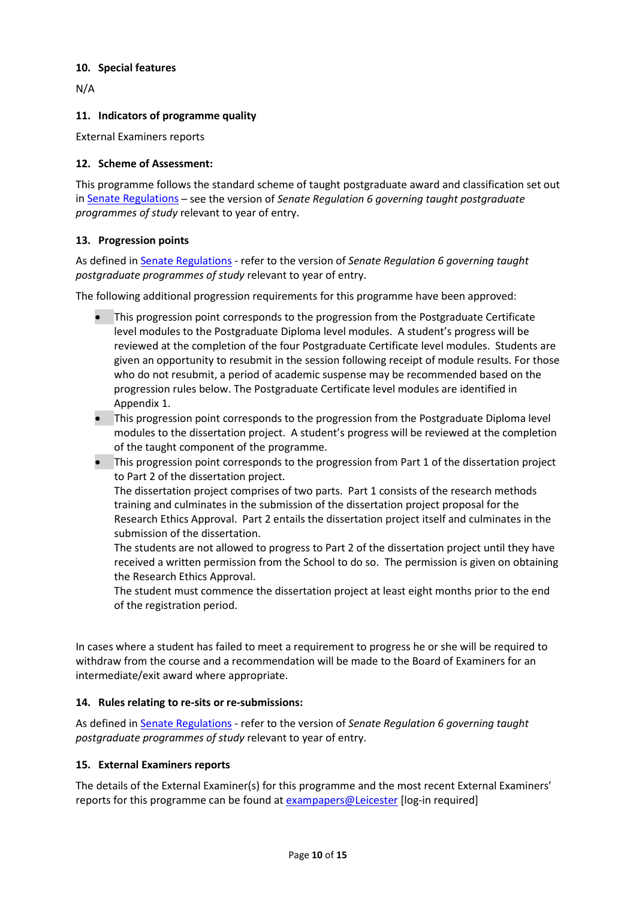#### 10. Special features

N/A

#### 11. Indicators of programme quality

External Examiners reports

#### 12. Scheme of Assessment:

This programme follows the standard scheme of taught postgraduate award and classification set out in [Senate Regulations](#) – see the version of *Senate Regulation 6 governing taught postgraduate programmes of study* relevant to year of entry.

#### 13. Progression points

As defined in [Senate Regulations](#) - refer to the version of *Senate Regulation 6 governing taught postgraduate programmes of study* relevant to year of entry.

The following additional progression requirements for this programme have been approved:

- This progression point corresponds to the progression from the Postgraduate Certificate level modules to the Postgraduate Diploma level modules. A student's progress will be reviewed at the completion of the four Postgraduate Certificate level modules. Students are given an opportunity to resubmit in the session following receipt of module results. For those who do not resubmit, a period of academic suspense may be recommended based on the progression rules below. The Postgraduate Certificate level modules are identified in Appendix 1.
- This progression point corresponds to the progression from the Postgraduate Diploma level modules to the dissertation project. A student's progress will be reviewed at the completion of the taught component of the programme.
- This progression point corresponds to the progression from Part 1 of the dissertation project to Part 2 of the dissertation project.
  The dissertation project comprises of two parts. Part 1 consists of the research methods training and culminates in the submission of the dissertation project proposal for the Research Ethics Approval. Part 2 entails the dissertation project itself and culminates in the submission of the dissertation.
  The students are not allowed to progress to Part 2 of the dissertation project until they have received a written permission from the School to do so. The permission is given on obtaining the Research Ethics Approval.
  The student must commence the dissertation project at least eight months prior to the end of the registration period.

In cases where a student has failed to meet a requirement to progress he or she will be required to withdraw from the course and a recommendation will be made to the Board of Examiners for an intermediate/exit award where appropriate.

#### 14. Rules relating to re-sits or re-submissions:

As defined in [Senate Regulations](#) - refer to the version of *Senate Regulation 6 governing taught postgraduate programmes of study* relevant to year of entry.

#### 15. External Examiners reports

The details of the External Examiner(s) for this programme and the most recent External Examiners' reports for this programme can be found at [exampapers@Leicester](#) [log-in required]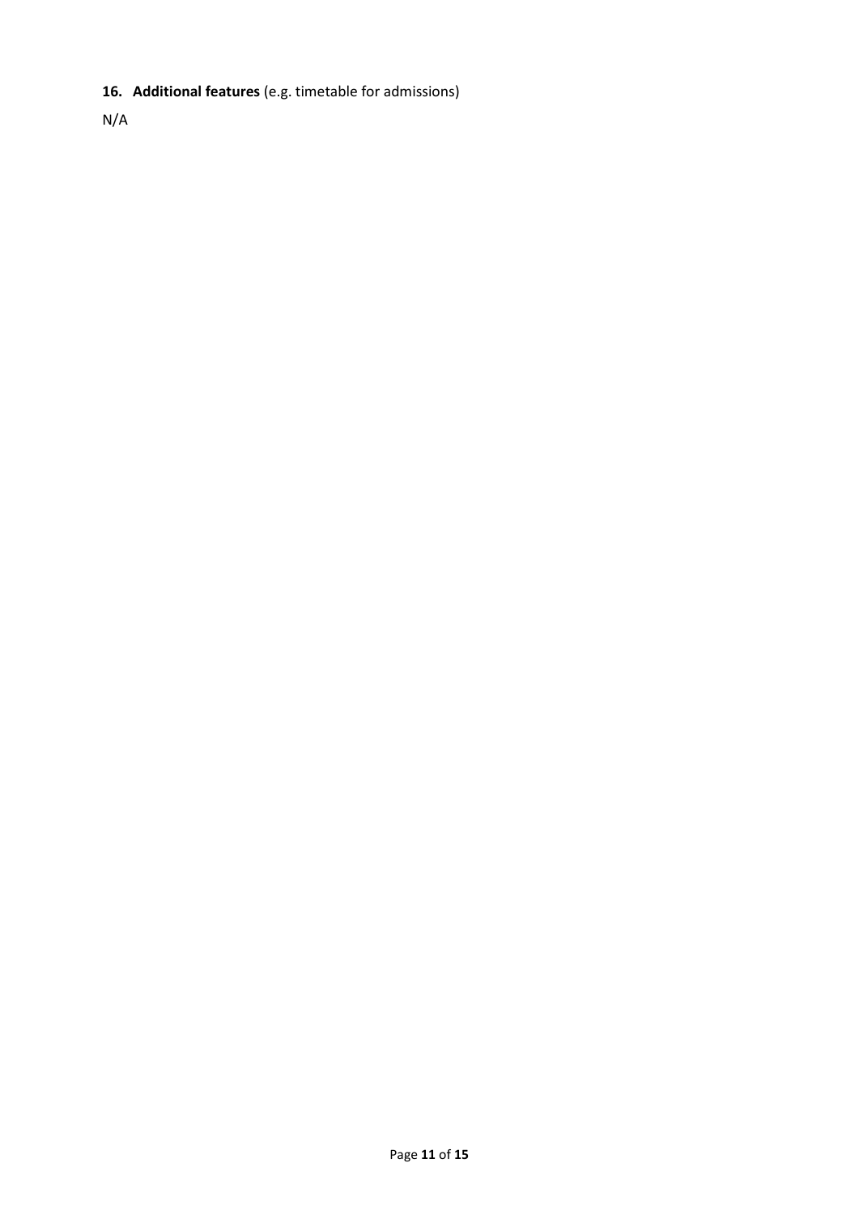**16. Additional features** (e.g. timetable for admissions)

N/A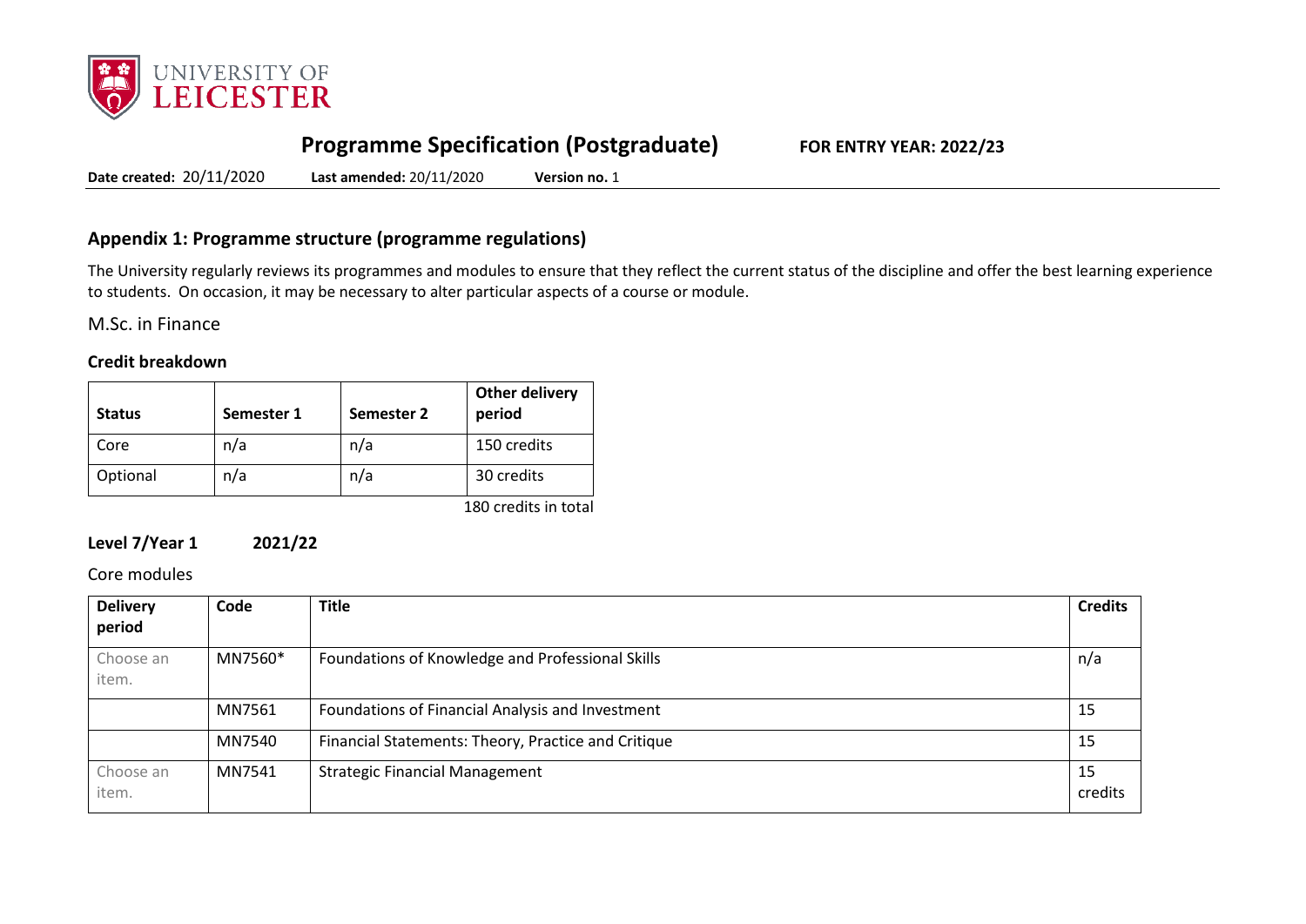# Programme Specification (Postgraduate)

**FOR ENTRY YEAR: 2022/23**

**Date created:** 20/11/2020 **Last amended:** 20/11/2020 **Version no.** 1

## Appendix 1: Programme structure (programme regulations)

The University regularly reviews its programmes and modules to ensure that they reflect the current status of the discipline and offer the best learning experience to students. On occasion, it may be necessary to alter particular aspects of a course or module.

M.Sc. in Finance

### Credit breakdown

| Status | Semester 1 | Semester 2 | Other delivery period |
|---|---|---|---|
| Core | n/a | n/a | 150 credits |
| Optional | n/a | n/a | 30 credits |

180 credits in total

**Level 7/Year 1** **2021/22**

Core modules

| Delivery period | Code | Title | Credits |
|---|---|---|---|
| Choose an item. | MN7560* | Foundations of Knowledge and Professional Skills | n/a |
| | MN7561 | Foundations of Financial Analysis and Investment | 15 |
| | MN7540 | Financial Statements: Theory, Practice and Critique | 15 |
| Choose an item. | MN7541 | Strategic Financial Management | 15 credits |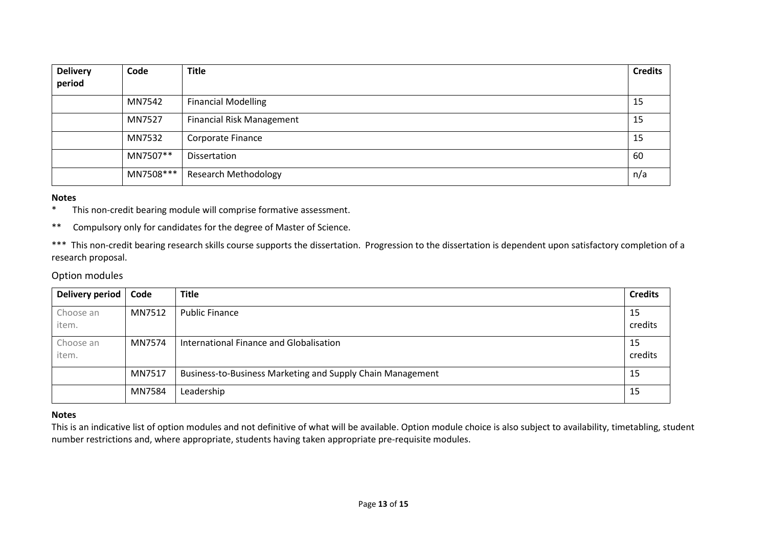| Delivery period | Code | Title | Credits |
| --- | --- | --- | --- |
| | MN7542 | Financial Modelling | 15 |
| | MN7527 | Financial Risk Management | 15 |
| | MN7532 | Corporate Finance | 15 |
| | MN7507** | Dissertation | 60 |
| | MN7508*** | Research Methodology | n/a |

**Notes**

*    This non-credit bearing module will comprise formative assessment.

**    Compulsory only for candidates for the degree of Master of Science.

***  This non-credit bearing research skills course supports the dissertation. Progression to the dissertation is dependent upon satisfactory completion of a research proposal.

## Option modules

| Delivery period | Code | Title | Credits |
| --- | --- | --- | --- |
| Choose an item. | MN7512 | Public Finance | 15 credits |
| Choose an item. | MN7574 | International Finance and Globalisation | 15 credits |
| | MN7517 | Business-to-Business Marketing and Supply Chain Management | 15 |
| | MN7584 | Leadership | 15 |

**Notes**

This is an indicative list of option modules and not definitive of what will be available. Option module choice is also subject to availability, timetabling, student number restrictions and, where appropriate, students having taken appropriate pre-requisite modules.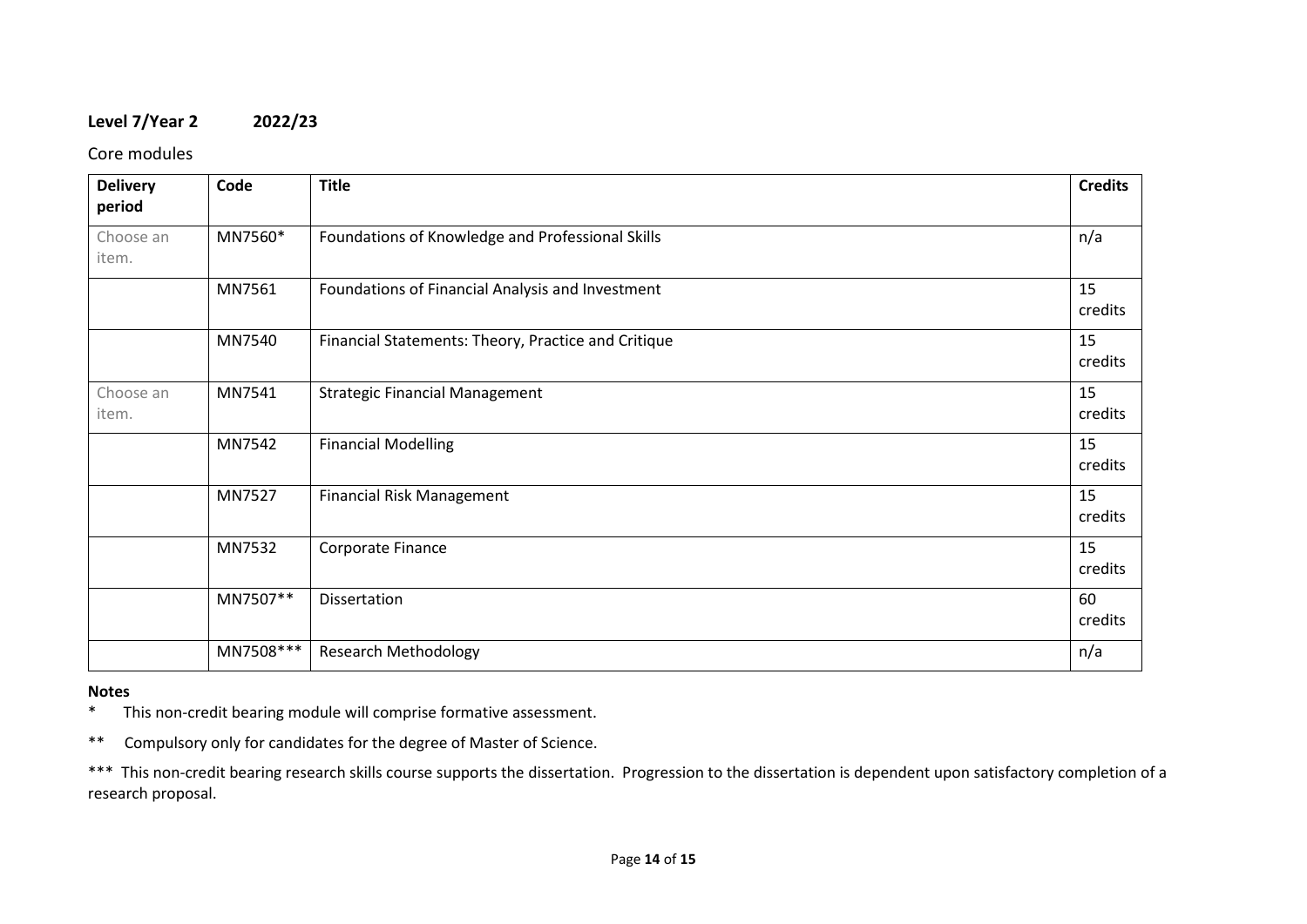**Level 7/Year 2 2022/23**

Core modules

| Delivery period | Code | Title | Credits |
|---|---|---|---|
| Choose an item. | MN7560* | Foundations of Knowledge and Professional Skills | n/a |
| | MN7561 | Foundations of Financial Analysis and Investment | 15 credits |
| | MN7540 | Financial Statements: Theory, Practice and Critique | 15 credits |
| Choose an item. | MN7541 | Strategic Financial Management | 15 credits |
| | MN7542 | Financial Modelling | 15 credits |
| | MN7527 | Financial Risk Management | 15 credits |
| | MN7532 | Corporate Finance | 15 credits |
| | MN7507** | Dissertation | 60 credits |
| | MN7508*** | Research Methodology | n/a |

**Notes**

\* This non-credit bearing module will comprise formative assessment.

** Compulsory only for candidates for the degree of Master of Science.

*** This non-credit bearing research skills course supports the dissertation. Progression to the dissertation is dependent upon satisfactory completion of a research proposal.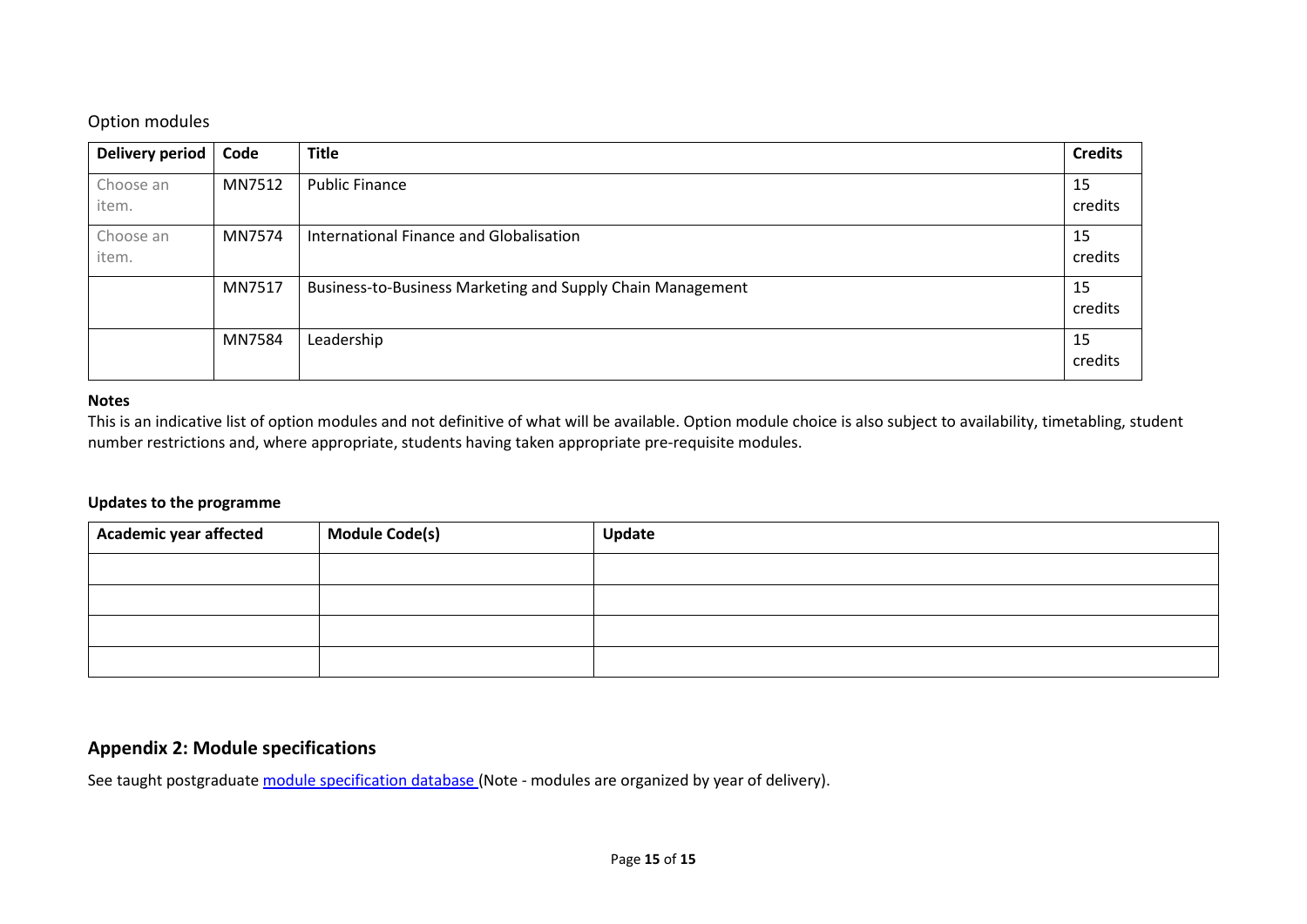Option modules

| Delivery period | Code | Title | Credits |
|---|---|---|---|
| Choose an item. | MN7512 | Public Finance | 15 credits |
| Choose an item. | MN7574 | International Finance and Globalisation | 15 credits |
| | MN7517 | Business-to-Business Marketing and Supply Chain Management | 15 credits |
| | MN7584 | Leadership | 15 credits |

**Notes**

This is an indicative list of option modules and not definitive of what will be available. Option module choice is also subject to availability, timetabling, student number restrictions and, where appropriate, students having taken appropriate pre-requisite modules.

**Updates to the programme**

| Academic year affected | Module Code(s) | Update |
|---|---|---|
| | | |
| | | |
| | | |
| | | |

## Appendix 2: Module specifications

See taught postgraduate module specification database (Note - modules are organized by year of delivery).